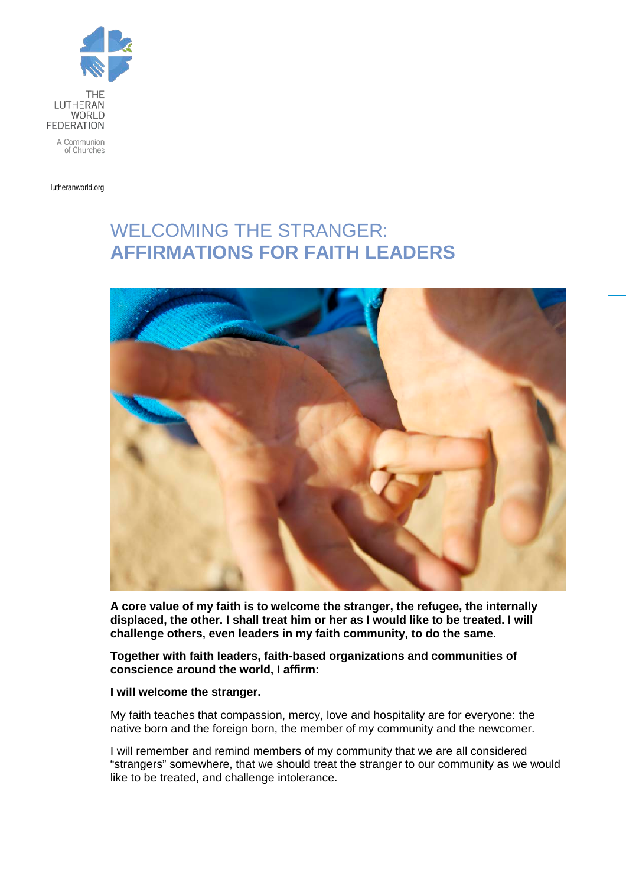THE LUTHERAN WORLD FEDERATION

A Communion of Churches

lutheranworld.org

# WELCOMING THE STRANGER: **AFFIRMATIONS FOR FAITH LEADERS**

**A core value of my faith is to welcome the stranger, the refugee, the internally displaced, the other. I shall treat him or her as I would like to be treated. I will challenge others, even leaders in my faith community, to do the same.**

**Together with faith leaders, faith-based organizations and communities of conscience around the world, I affirm:**

**I will welcome the stranger.**

My faith teaches that compassion, mercy, love and hospitality are for everyone: the native born and the foreign born, the member of my community and the newcomer.

I will remember and remind members of my community that we are all considered "strangers" somewhere, that we should treat the stranger to our community as we would like to be treated, and challenge intolerance.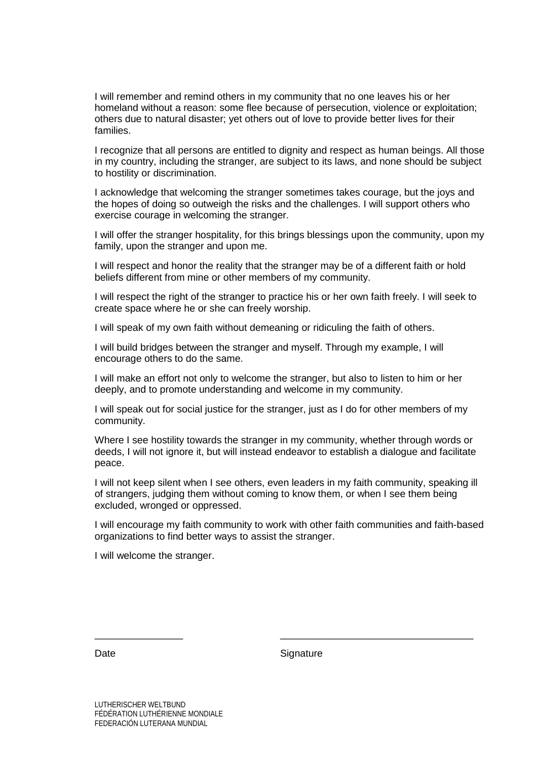I will remember and remind others in my community that no one leaves his or her homeland without a reason: some flee because of persecution, violence or exploitation; others due to natural disaster; yet others out of love to provide better lives for their families.

I recognize that all persons are entitled to dignity and respect as human beings. All those in my country, including the stranger, are subject to its laws, and none should be subject to hostility or discrimination.

I acknowledge that welcoming the stranger sometimes takes courage, but the joys and the hopes of doing so outweigh the risks and the challenges. I will support others who exercise courage in welcoming the stranger.

I will offer the stranger hospitality, for this brings blessings upon the community, upon my family, upon the stranger and upon me.

I will respect and honor the reality that the stranger may be of a different faith or hold beliefs different from mine or other members of my community.

I will respect the right of the stranger to practice his or her own faith freely. I will seek to create space where he or she can freely worship.

I will speak of my own faith without demeaning or ridiculing the faith of others.

I will build bridges between the stranger and myself. Through my example, I will encourage others to do the same.

I will make an effort not only to welcome the stranger, but also to listen to him or her deeply, and to promote understanding and welcome in my community.

I will speak out for social justice for the stranger, just as I do for other members of my community.

Where I see hostility towards the stranger in my community, whether through words or deeds, I will not ignore it, but will instead endeavor to establish a dialogue and facilitate peace.

I will not keep silent when I see others, even leaders in my faith community, speaking ill of strangers, judging them without coming to know them, or when I see them being excluded, wronged or oppressed.

I will encourage my faith community to work with other faith communities and faith-based organizations to find better ways to assist the stranger.

I will welcome the stranger.

________________ ___________________________________

Date Signature

LUTHERISCHER WELTBUND
FÉDÉRATION LUTHÉRIENNE MONDIALE
FEDERACIÓN LUTERANA MUNDIAL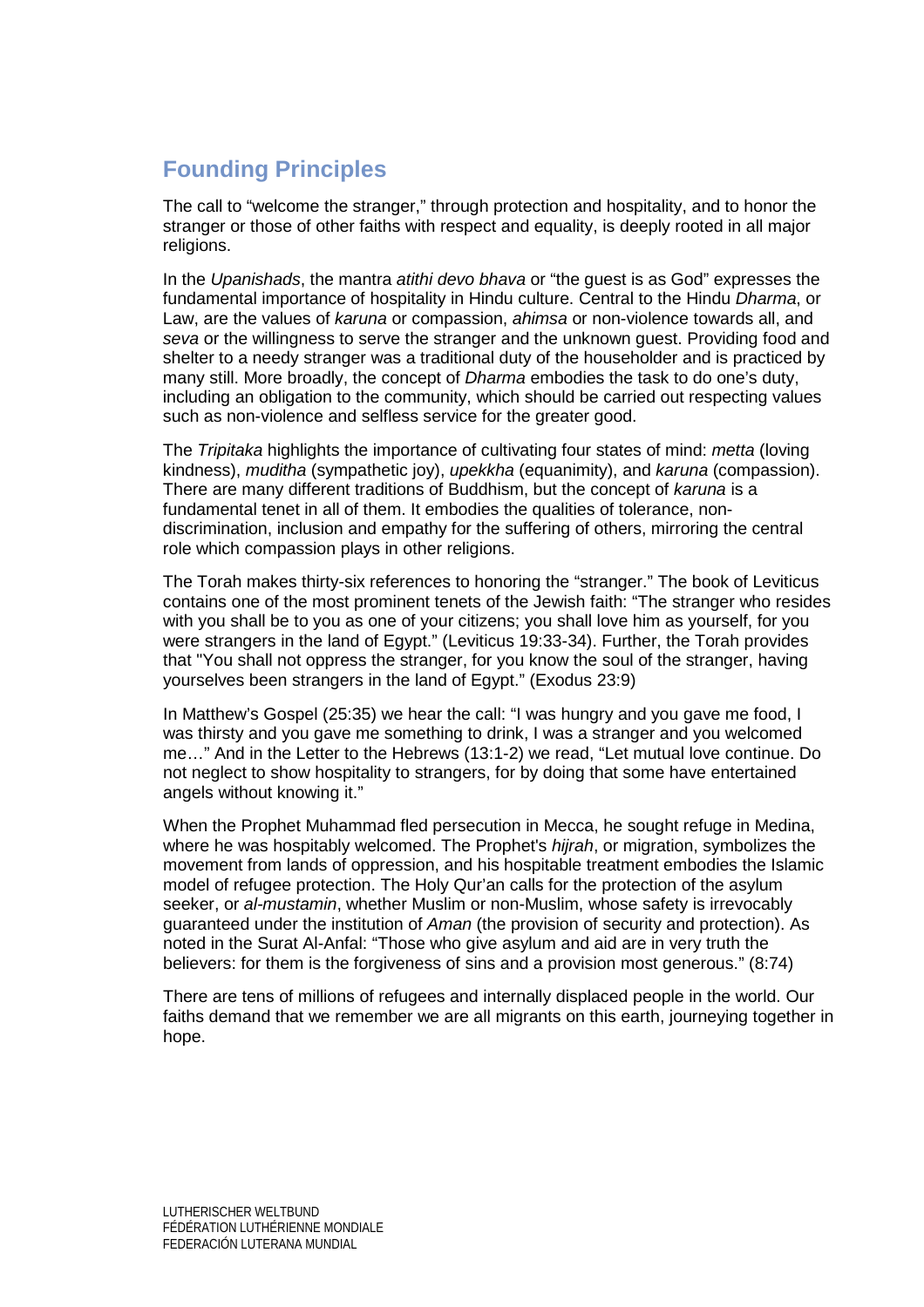## Founding Principles

The call to "welcome the stranger," through protection and hospitality, and to honor the stranger or those of other faiths with respect and equality, is deeply rooted in all major religions.

In the *Upanishads*, the mantra *atithi devo bhava* or "the guest is as God" expresses the fundamental importance of hospitality in Hindu culture. Central to the Hindu *Dharma*, or Law, are the values of *karuna* or compassion, *ahimsa* or non-violence towards all, and *seva* or the willingness to serve the stranger and the unknown guest. Providing food and shelter to a needy stranger was a traditional duty of the householder and is practiced by many still. More broadly, the concept of *Dharma* embodies the task to do one's duty, including an obligation to the community, which should be carried out respecting values such as non-violence and selfless service for the greater good.

The *Tripitaka* highlights the importance of cultivating four states of mind: *metta* (loving kindness), *muditha* (sympathetic joy), *upekkha* (equanimity), and *karuna* (compassion). There are many different traditions of Buddhism, but the concept of *karuna* is a fundamental tenet in all of them. It embodies the qualities of tolerance, non-discrimination, inclusion and empathy for the suffering of others, mirroring the central role which compassion plays in other religions.

The Torah makes thirty-six references to honoring the "stranger." The book of Leviticus contains one of the most prominent tenets of the Jewish faith: "The stranger who resides with you shall be to you as one of your citizens; you shall love him as yourself, for you were strangers in the land of Egypt." (Leviticus 19:33-34). Further, the Torah provides that "You shall not oppress the stranger, for you know the soul of the stranger, having yourselves been strangers in the land of Egypt." (Exodus 23:9)

In Matthew's Gospel (25:35) we hear the call: "I was hungry and you gave me food, I was thirsty and you gave me something to drink, I was a stranger and you welcomed me…" And in the Letter to the Hebrews (13:1-2) we read, "Let mutual love continue. Do not neglect to show hospitality to strangers, for by doing that some have entertained angels without knowing it."

When the Prophet Muhammad fled persecution in Mecca, he sought refuge in Medina, where he was hospitably welcomed. The Prophet's *hijrah*, or migration, symbolizes the movement from lands of oppression, and his hospitable treatment embodies the Islamic model of refugee protection. The Holy Qur'an calls for the protection of the asylum seeker, or *al-mustamin*, whether Muslim or non-Muslim, whose safety is irrevocably guaranteed under the institution of *Aman* (the provision of security and protection). As noted in the Surat Al-Anfal: "Those who give asylum and aid are in very truth the believers: for them is the forgiveness of sins and a provision most generous." (8:74)

There are tens of millions of refugees and internally displaced people in the world. Our faiths demand that we remember we are all migrants on this earth, journeying together in hope.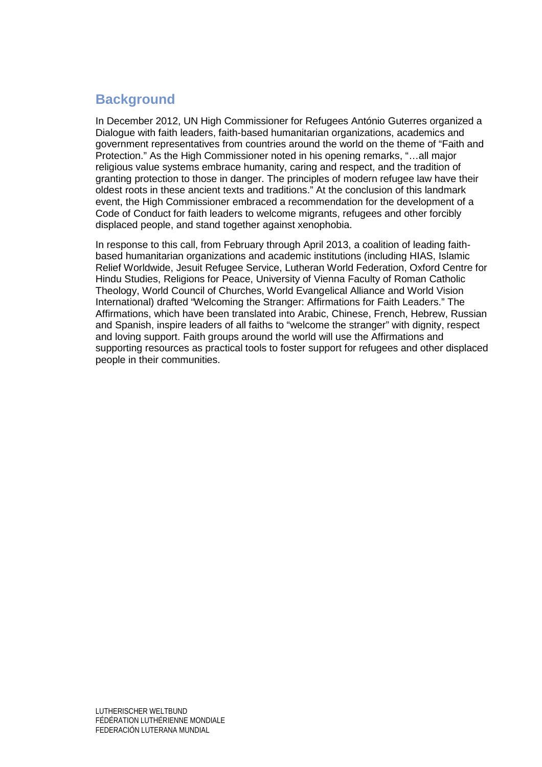## Background

In December 2012, UN High Commissioner for Refugees António Guterres organized a Dialogue with faith leaders, faith-based humanitarian organizations, academics and government representatives from countries around the world on the theme of "Faith and Protection." As the High Commissioner noted in his opening remarks, "…all major religious value systems embrace humanity, caring and respect, and the tradition of granting protection to those in danger. The principles of modern refugee law have their oldest roots in these ancient texts and traditions." At the conclusion of this landmark event, the High Commissioner embraced a recommendation for the development of a Code of Conduct for faith leaders to welcome migrants, refugees and other forcibly displaced people, and stand together against xenophobia.

In response to this call, from February through April 2013, a coalition of leading faith-based humanitarian organizations and academic institutions (including HIAS, Islamic Relief Worldwide, Jesuit Refugee Service, Lutheran World Federation, Oxford Centre for Hindu Studies, Religions for Peace, University of Vienna Faculty of Roman Catholic Theology, World Council of Churches, World Evangelical Alliance and World Vision International) drafted "Welcoming the Stranger: Affirmations for Faith Leaders." The Affirmations, which have been translated into Arabic, Chinese, French, Hebrew, Russian and Spanish, inspire leaders of all faiths to "welcome the stranger" with dignity, respect and loving support. Faith groups around the world will use the Affirmations and supporting resources as practical tools to foster support for refugees and other displaced people in their communities.